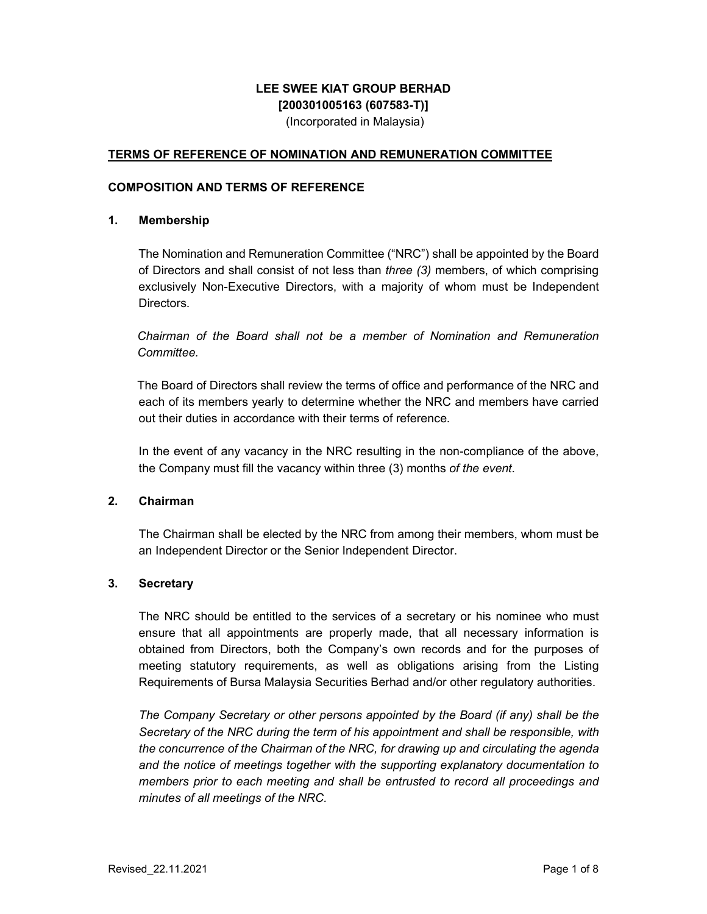**LEE SWEE KIAT GROUP BERHAD**
**[200301005163 (607583-T)]**
(Incorporated in Malaysia)

**TERMS OF REFERENCE OF NOMINATION AND REMUNERATION COMMITTEE**

**COMPOSITION AND TERMS OF REFERENCE**

**1. Membership**

The Nomination and Remuneration Committee ("NRC") shall be appointed by the Board of Directors and shall consist of not less than *three (3)* members, of which comprising exclusively Non-Executive Directors, with a majority of whom must be Independent Directors.

*Chairman of the Board shall not be a member of Nomination and Remuneration Committee.*

The Board of Directors shall review the terms of office and performance of the NRC and each of its members yearly to determine whether the NRC and members have carried out their duties in accordance with their terms of reference.

In the event of any vacancy in the NRC resulting in the non-compliance of the above, the Company must fill the vacancy within three (3) months *of the event*.

**2. Chairman**

The Chairman shall be elected by the NRC from among their members, whom must be an Independent Director or the Senior Independent Director.

**3. Secretary**

The NRC should be entitled to the services of a secretary or his nominee who must ensure that all appointments are properly made, that all necessary information is obtained from Directors, both the Company's own records and for the purposes of meeting statutory requirements, as well as obligations arising from the Listing Requirements of Bursa Malaysia Securities Berhad and/or other regulatory authorities.

*The Company Secretary or other persons appointed by the Board (if any) shall be the Secretary of the NRC during the term of his appointment and shall be responsible, with the concurrence of the Chairman of the NRC, for drawing up and circulating the agenda and the notice of meetings together with the supporting explanatory documentation to members prior to each meeting and shall be entrusted to record all proceedings and minutes of all meetings of the NRC.*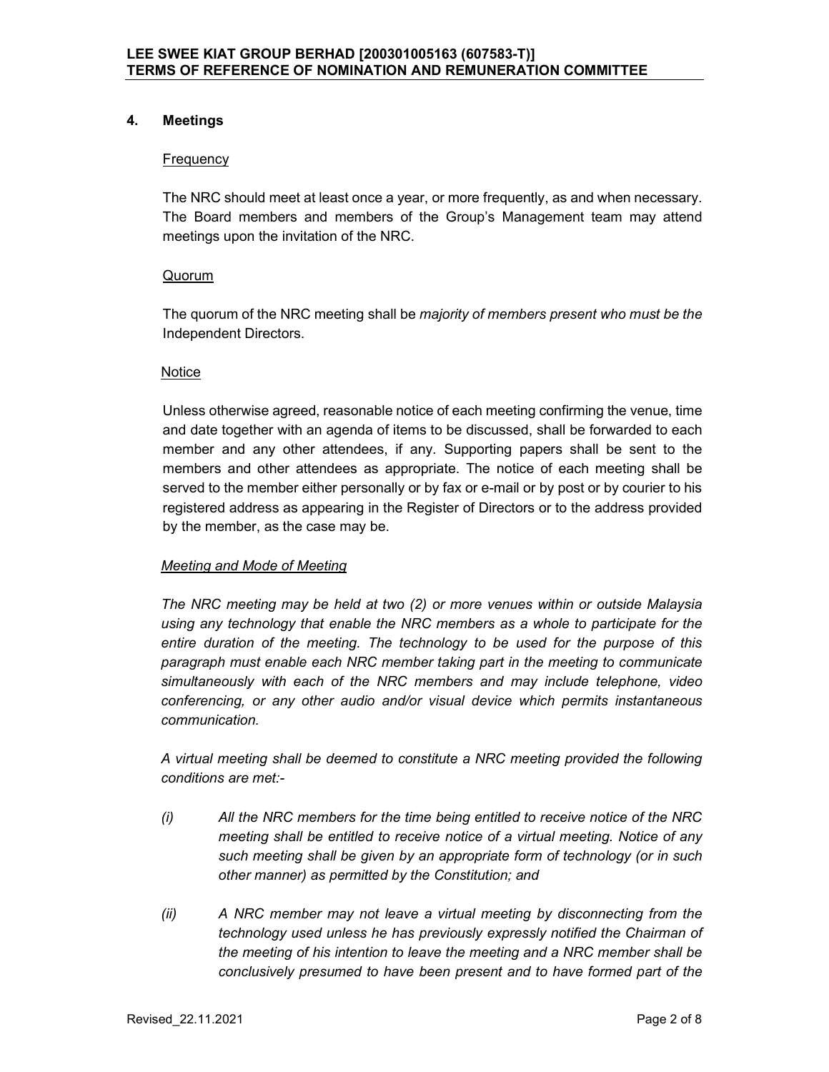## 4. Meetings

Frequency

The NRC should meet at least once a year, or more frequently, as and when necessary. The Board members and members of the Group's Management team may attend meetings upon the invitation of the NRC.

Quorum

The quorum of the NRC meeting shall be *majority of members present who must be the* Independent Directors.

Notice

Unless otherwise agreed, reasonable notice of each meeting confirming the venue, time and date together with an agenda of items to be discussed, shall be forwarded to each member and any other attendees, if any. Supporting papers shall be sent to the members and other attendees as appropriate. The notice of each meeting shall be served to the member either personally or by fax or e-mail or by post or by courier to his registered address as appearing in the Register of Directors or to the address provided by the member, as the case may be.

*Meeting and Mode of Meeting*

*The NRC meeting may be held at two (2) or more venues within or outside Malaysia using any technology that enable the NRC members as a whole to participate for the entire duration of the meeting. The technology to be used for the purpose of this paragraph must enable each NRC member taking part in the meeting to communicate simultaneously with each of the NRC members and may include telephone, video conferencing, or any other audio and/or visual device which permits instantaneous communication.*

*A virtual meeting shall be deemed to constitute a NRC meeting provided the following conditions are met:-*

*(i) All the NRC members for the time being entitled to receive notice of the NRC meeting shall be entitled to receive notice of a virtual meeting. Notice of any such meeting shall be given by an appropriate form of technology (or in such other manner) as permitted by the Constitution; and*

*(ii) A NRC member may not leave a virtual meeting by disconnecting from the technology used unless he has previously expressly notified the Chairman of the meeting of his intention to leave the meeting and a NRC member shall be conclusively presumed to have been present and to have formed part of the*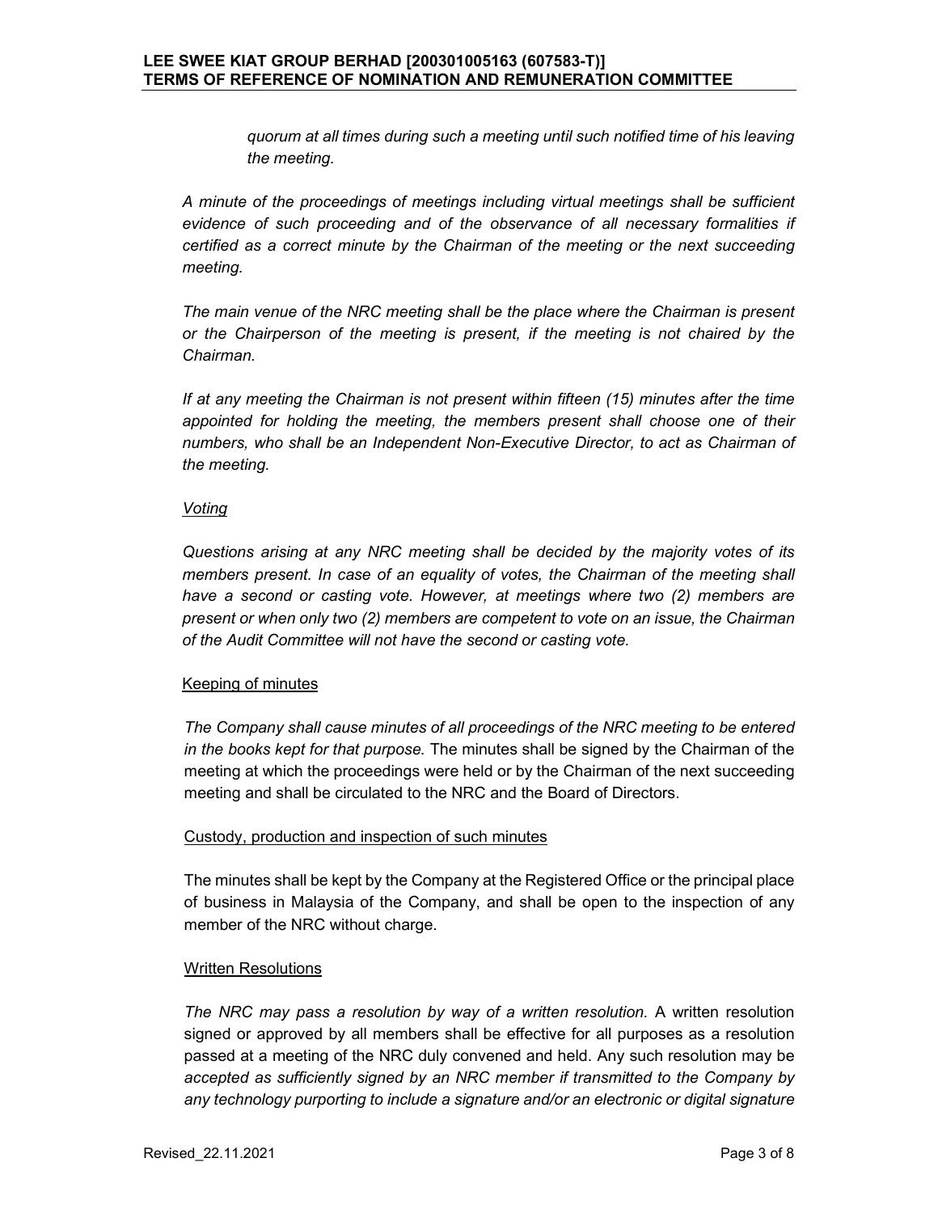*quorum at all times during such a meeting until such notified time of his leaving the meeting.*

*A minute of the proceedings of meetings including virtual meetings shall be sufficient evidence of such proceeding and of the observance of all necessary formalities if certified as a correct minute by the Chairman of the meeting or the next succeeding meeting.*

*The main venue of the NRC meeting shall be the place where the Chairman is present or the Chairperson of the meeting is present, if the meeting is not chaired by the Chairman.*

*If at any meeting the Chairman is not present within fifteen (15) minutes after the time appointed for holding the meeting, the members present shall choose one of their numbers, who shall be an Independent Non-Executive Director, to act as Chairman of the meeting.*

*Voting*

*Questions arising at any NRC meeting shall be decided by the majority votes of its members present. In case of an equality of votes, the Chairman of the meeting shall have a second or casting vote. However, at meetings where two (2) members are present or when only two (2) members are competent to vote on an issue, the Chairman of the Audit Committee will not have the second or casting vote.*

Keeping of minutes

*The Company shall cause minutes of all proceedings of the NRC meeting to be entered in the books kept for that purpose.* The minutes shall be signed by the Chairman of the meeting at which the proceedings were held or by the Chairman of the next succeeding meeting and shall be circulated to the NRC and the Board of Directors.

Custody, production and inspection of such minutes

The minutes shall be kept by the Company at the Registered Office or the principal place of business in Malaysia of the Company, and shall be open to the inspection of any member of the NRC without charge.

Written Resolutions

*The NRC may pass a resolution by way of a written resolution.* A written resolution signed or approved by all members shall be effective for all purposes as a resolution passed at a meeting of the NRC duly convened and held. Any such resolution may be *accepted as sufficiently signed by an NRC member if transmitted to the Company by any technology purporting to include a signature and/or an electronic or digital signature*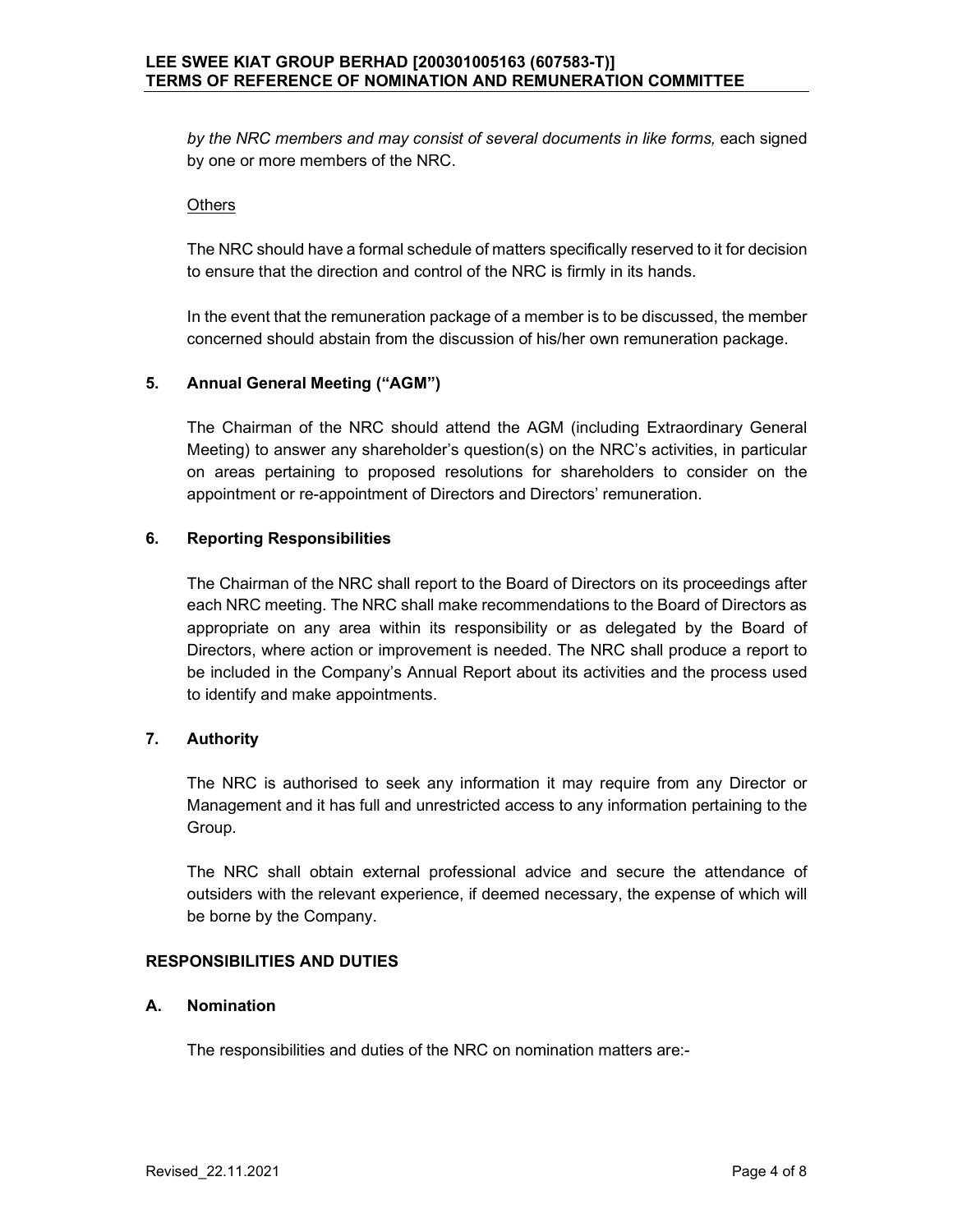*by the NRC members and may consist of several documents in like forms,* each signed by one or more members of the NRC.

Others

The NRC should have a formal schedule of matters specifically reserved to it for decision to ensure that the direction and control of the NRC is firmly in its hands.

In the event that the remuneration package of a member is to be discussed, the member concerned should abstain from the discussion of his/her own remuneration package.

### 5. Annual General Meeting ("AGM")

The Chairman of the NRC should attend the AGM (including Extraordinary General Meeting) to answer any shareholder's question(s) on the NRC's activities, in particular on areas pertaining to proposed resolutions for shareholders to consider on the appointment or re-appointment of Directors and Directors' remuneration.

### 6. Reporting Responsibilities

The Chairman of the NRC shall report to the Board of Directors on its proceedings after each NRC meeting. The NRC shall make recommendations to the Board of Directors as appropriate on any area within its responsibility or as delegated by the Board of Directors, where action or improvement is needed. The NRC shall produce a report to be included in the Company's Annual Report about its activities and the process used to identify and make appointments.

### 7. Authority

The NRC is authorised to seek any information it may require from any Director or Management and it has full and unrestricted access to any information pertaining to the Group.

The NRC shall obtain external professional advice and secure the attendance of outsiders with the relevant experience, if deemed necessary, the expense of which will be borne by the Company.

## RESPONSIBILITIES AND DUTIES

### A. Nomination

The responsibilities and duties of the NRC on nomination matters are:-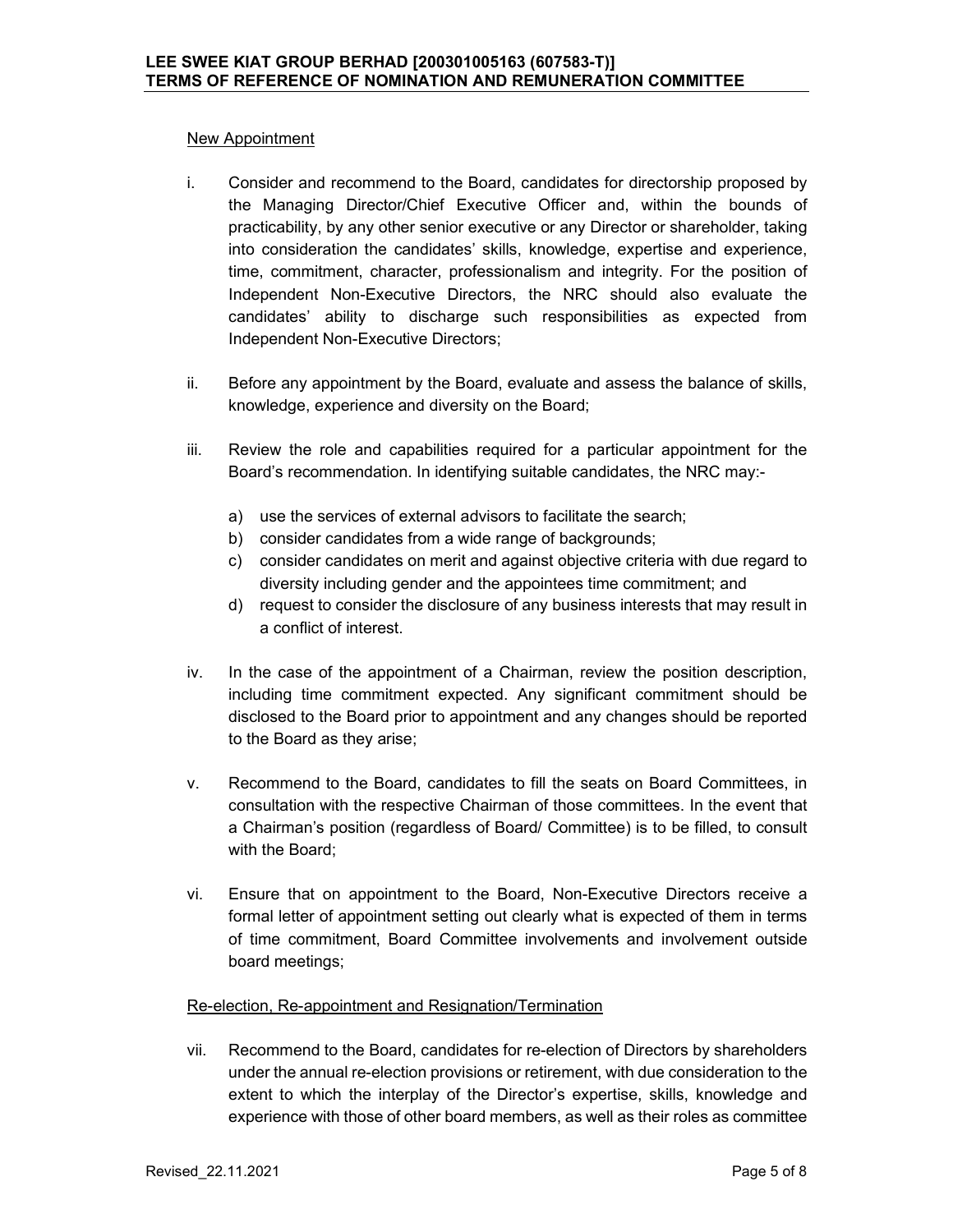New Appointment

i. Consider and recommend to the Board, candidates for directorship proposed by the Managing Director/Chief Executive Officer and, within the bounds of practicability, by any other senior executive or any Director or shareholder, taking into consideration the candidates' skills, knowledge, expertise and experience, time, commitment, character, professionalism and integrity. For the position of Independent Non-Executive Directors, the NRC should also evaluate the candidates' ability to discharge such responsibilities as expected from Independent Non-Executive Directors;

ii. Before any appointment by the Board, evaluate and assess the balance of skills, knowledge, experience and diversity on the Board;

iii. Review the role and capabilities required for a particular appointment for the Board's recommendation. In identifying suitable candidates, the NRC may:-

   a) use the services of external advisors to facilitate the search;
   b) consider candidates from a wide range of backgrounds;
   c) consider candidates on merit and against objective criteria with due regard to diversity including gender and the appointees time commitment; and
   d) request to consider the disclosure of any business interests that may result in a conflict of interest.

iv. In the case of the appointment of a Chairman, review the position description, including time commitment expected. Any significant commitment should be disclosed to the Board prior to appointment and any changes should be reported to the Board as they arise;

v. Recommend to the Board, candidates to fill the seats on Board Committees, in consultation with the respective Chairman of those committees. In the event that a Chairman's position (regardless of Board/ Committee) is to be filled, to consult with the Board;

vi. Ensure that on appointment to the Board, Non-Executive Directors receive a formal letter of appointment setting out clearly what is expected of them in terms of time commitment, Board Committee involvements and involvement outside board meetings;

Re-election, Re-appointment and Resignation/Termination

vii. Recommend to the Board, candidates for re-election of Directors by shareholders under the annual re-election provisions or retirement, with due consideration to the extent to which the interplay of the Director's expertise, skills, knowledge and experience with those of other board members, as well as their roles as committee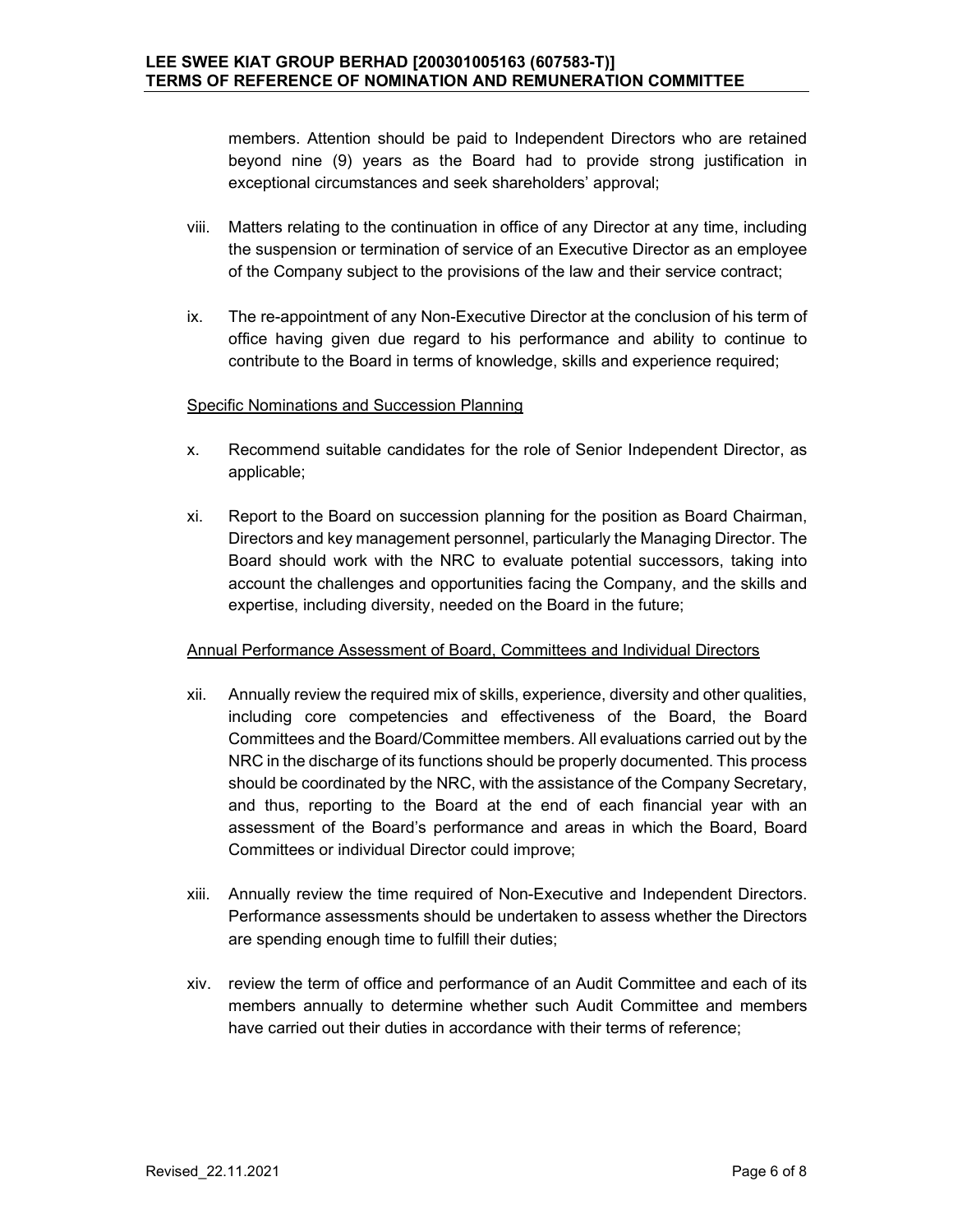members. Attention should be paid to Independent Directors who are retained beyond nine (9) years as the Board had to provide strong justification in exceptional circumstances and seek shareholders' approval;

viii. Matters relating to the continuation in office of any Director at any time, including the suspension or termination of service of an Executive Director as an employee of the Company subject to the provisions of the law and their service contract;

ix. The re-appointment of any Non-Executive Director at the conclusion of his term of office having given due regard to his performance and ability to continue to contribute to the Board in terms of knowledge, skills and experience required;

<u>Specific Nominations and Succession Planning</u>

x. Recommend suitable candidates for the role of Senior Independent Director, as applicable;

xi. Report to the Board on succession planning for the position as Board Chairman, Directors and key management personnel, particularly the Managing Director. The Board should work with the NRC to evaluate potential successors, taking into account the challenges and opportunities facing the Company, and the skills and expertise, including diversity, needed on the Board in the future;

<u>Annual Performance Assessment of Board, Committees and Individual Directors</u>

xii. Annually review the required mix of skills, experience, diversity and other qualities, including core competencies and effectiveness of the Board, the Board Committees and the Board/Committee members. All evaluations carried out by the NRC in the discharge of its functions should be properly documented. This process should be coordinated by the NRC, with the assistance of the Company Secretary, and thus, reporting to the Board at the end of each financial year with an assessment of the Board's performance and areas in which the Board, Board Committees or individual Director could improve;

xiii. Annually review the time required of Non-Executive and Independent Directors. Performance assessments should be undertaken to assess whether the Directors are spending enough time to fulfill their duties;

xiv. review the term of office and performance of an Audit Committee and each of its members annually to determine whether such Audit Committee and members have carried out their duties in accordance with their terms of reference;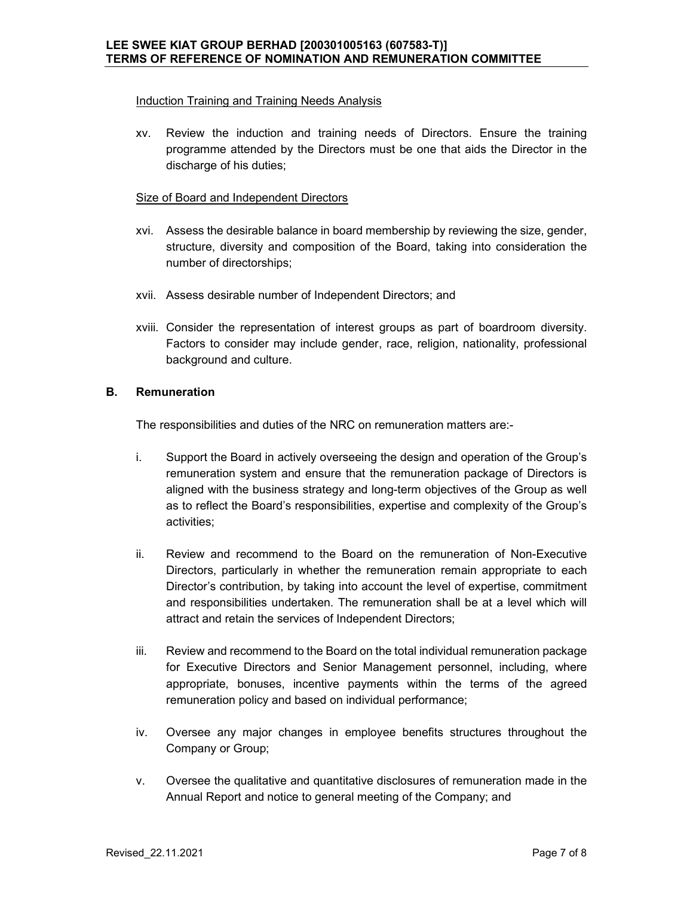Induction Training and Training Needs Analysis

xv. Review the induction and training needs of Directors. Ensure the training programme attended by the Directors must be one that aids the Director in the discharge of his duties;

Size of Board and Independent Directors

xvi. Assess the desirable balance in board membership by reviewing the size, gender, structure, diversity and composition of the Board, taking into consideration the number of directorships;

xvii. Assess desirable number of Independent Directors; and

xviii. Consider the representation of interest groups as part of boardroom diversity. Factors to consider may include gender, race, religion, nationality, professional background and culture.

## B. Remuneration

The responsibilities and duties of the NRC on remuneration matters are:-

i. Support the Board in actively overseeing the design and operation of the Group's remuneration system and ensure that the remuneration package of Directors is aligned with the business strategy and long-term objectives of the Group as well as to reflect the Board's responsibilities, expertise and complexity of the Group's activities;

ii. Review and recommend to the Board on the remuneration of Non-Executive Directors, particularly in whether the remuneration remain appropriate to each Director's contribution, by taking into account the level of expertise, commitment and responsibilities undertaken. The remuneration shall be at a level which will attract and retain the services of Independent Directors;

iii. Review and recommend to the Board on the total individual remuneration package for Executive Directors and Senior Management personnel, including, where appropriate, bonuses, incentive payments within the terms of the agreed remuneration policy and based on individual performance;

iv. Oversee any major changes in employee benefits structures throughout the Company or Group;

v. Oversee the qualitative and quantitative disclosures of remuneration made in the Annual Report and notice to general meeting of the Company; and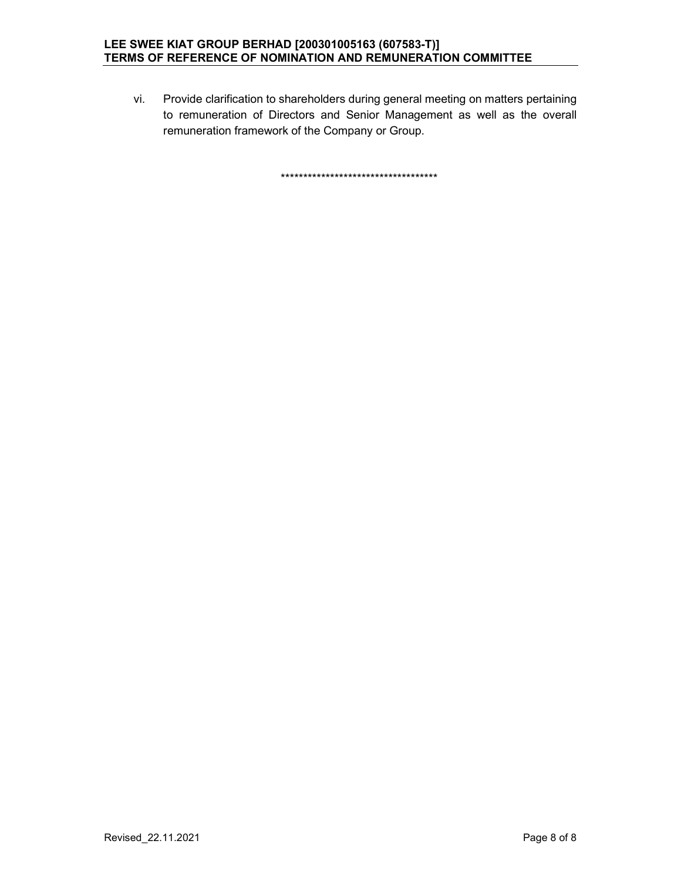vi. Provide clarification to shareholders during general meeting on matters pertaining to remuneration of Directors and Senior Management as well as the overall remuneration framework of the Company or Group.

***********************************